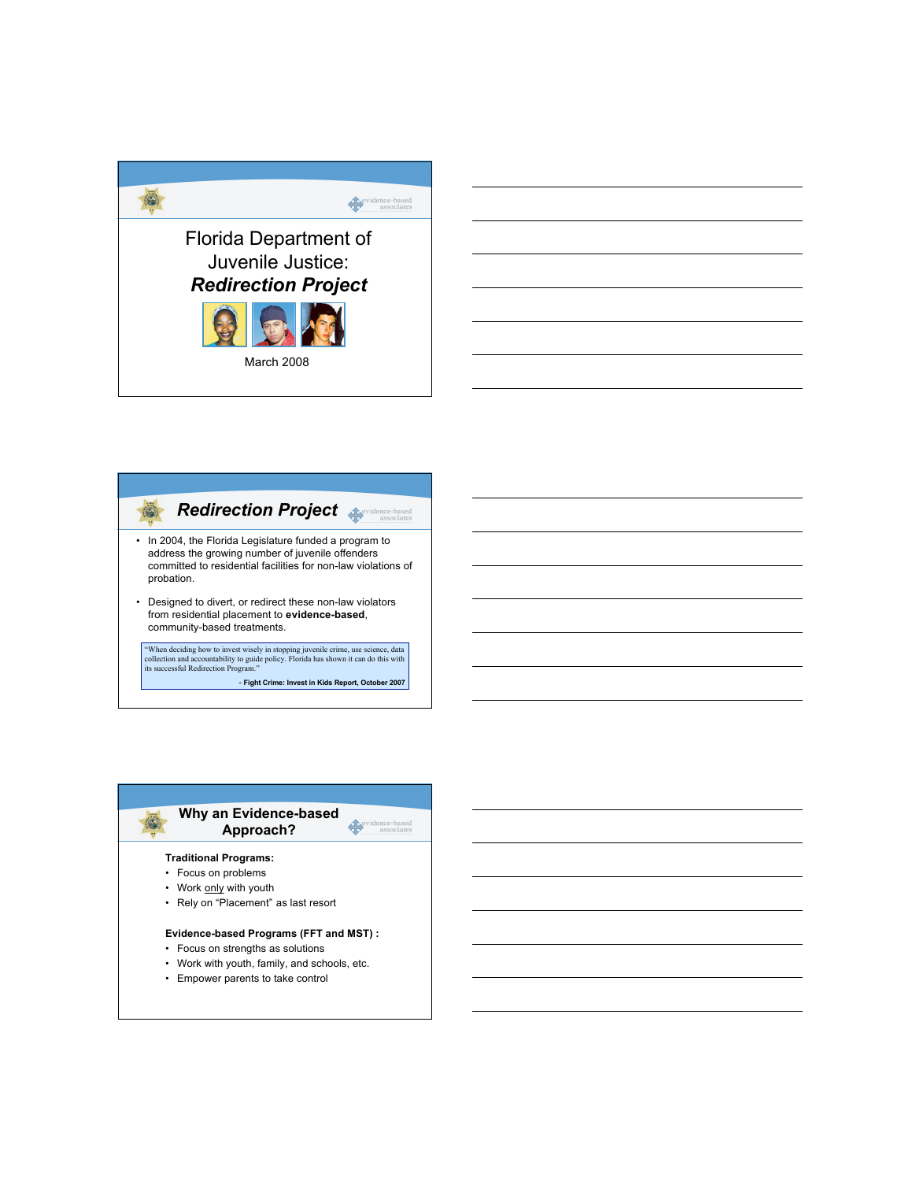# Florida Department of Juvenile Justice: *Redirection Project*

March 2008

## *Redirection Project*

- In 2004, the Florida Legislature funded a program to address the growing number of juvenile offenders committed to residential facilities for non-law violations of probation.
- Designed to divert, or redirect these non-law violators from residential placement to **evidence-based**, community-based treatments.

> "When deciding how to invest wisely in stopping juvenile crime, use science, data collection and accountability to guide policy. Florida has shown it can do this with its successful Redirection Program."
>
> **- Fight Crime: Invest in Kids Report, October 2007**

## Why an Evidence-based Approach?

**Traditional Programs:**

- Focus on problems
- Work only with youth
- Rely on "Placement" as last resort

**Evidence-based Programs (FFT and MST) :**

- Focus on strengths as solutions
- Work with youth, family, and schools, etc.
- Empower parents to take control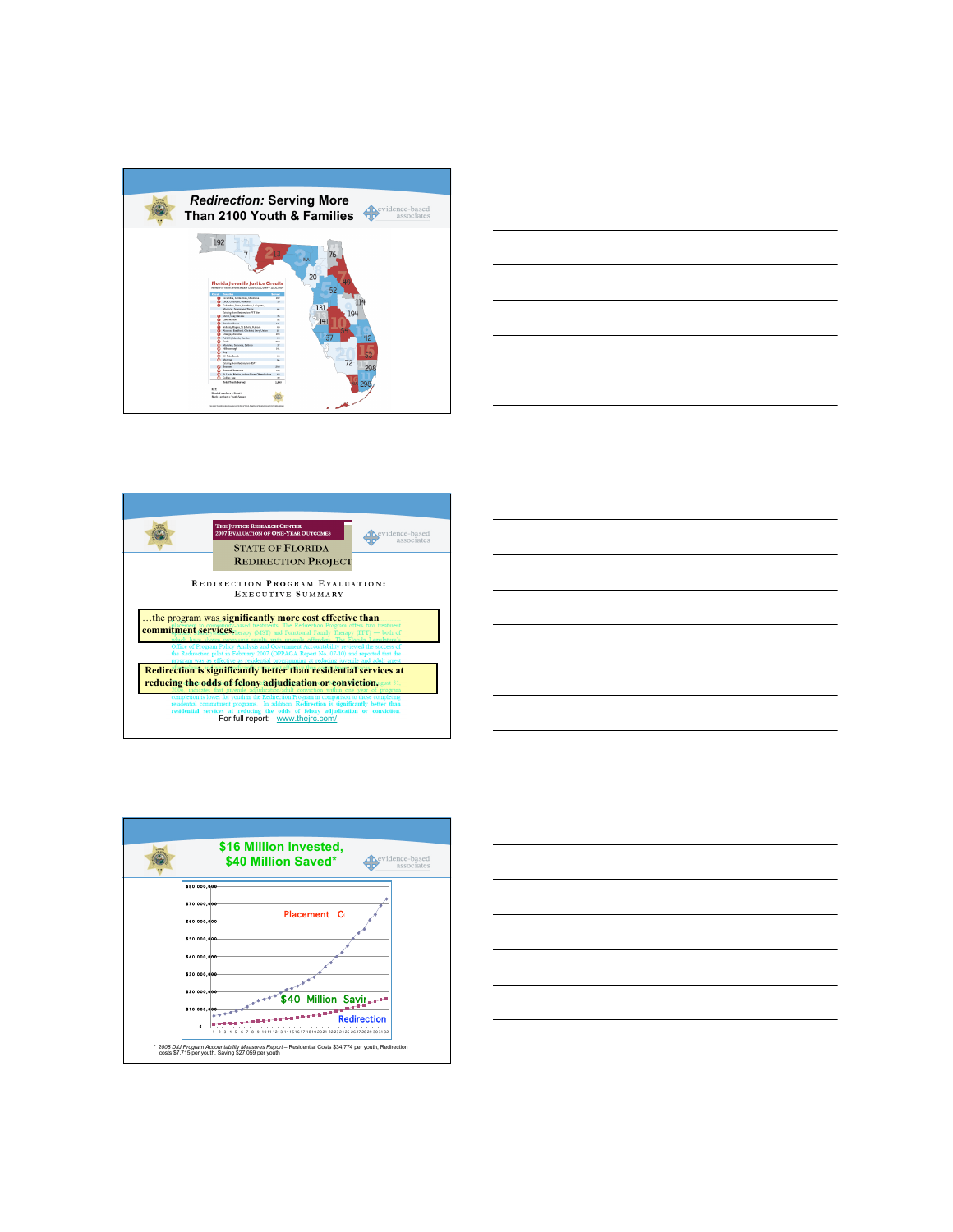## *Redirection:* Serving More Than 2100 Youth & Families

evidence-based associates

## The Justice Research Center 2007 Evaluation of One-Year Outcomes

State of Florida Redirection Project

evidence-based associates

Redirection Program Evaluation: Executive Summary

…the program was **significantly more cost effective than commitment services.**

**Redirection is significantly better than residential services at reducing the odds of felony adjudication or conviction.**

For full report: www.thejrc.com/

## $16 Million Invested, $40 Million Saved*

evidence-based associates

\* *2008 DJJ Program Accountability Measures Report* – Residential Costs $34,774 per youth, Redirection costs $7,715 per youth, Saving $27,059 per youth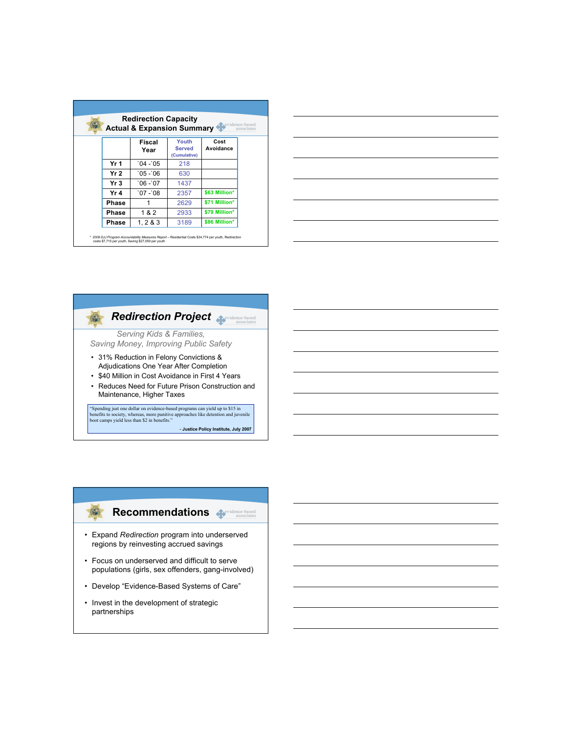## Redirection Capacity Actual & Expansion Summary

| | Fiscal Year | Youth Served (Cumulative) | Cost Avoidance |
|---|---|---|---|
| Yr 1 | `04 -`05 | 218 | |
| Yr 2 | `05 -`06 | 630 | |
| Yr 3 | `06 -`07 | 1437 | |
| Yr 4 | `07 -`08 | 2357 | $63 Million* |
| Phase | 1 | 2629 | $71 Million* |
| Phase | 1 & 2 | 2933 | $79 Million* |
| Phase | 1, 2 & 3 | 3189 | $86 Million* |

\* *2008 DJJ Program Accountability Measures Report* – Residential Costs $34,774 per youth, Redirection costs $7,715 per youth, Saving $27,059 per youth

## *Redirection Project*

*Serving Kids & Families, Saving Money, Improving Public Safety*

- 31% Reduction in Felony Convictions & Adjudications One Year After Completion
- $40 Million in Cost Avoidance in First 4 Years
- Reduces Need for Future Prison Construction and Maintenance, Higher Taxes

> "Spending just one dollar on evidence-based programs can yield up to $15 in benefits to society, whereas, more punitive approaches like detention and juvenile boot camps yield less than $2 in benefits."
>
> **- Justice Policy Institute, July 2007**

## Recommendations

- Expand *Redirection* program into underserved regions by reinvesting accrued savings
- Focus on underserved and difficult to serve populations (girls, sex offenders, gang-involved)
- Develop "Evidence-Based Systems of Care"
- Invest in the development of strategic partnerships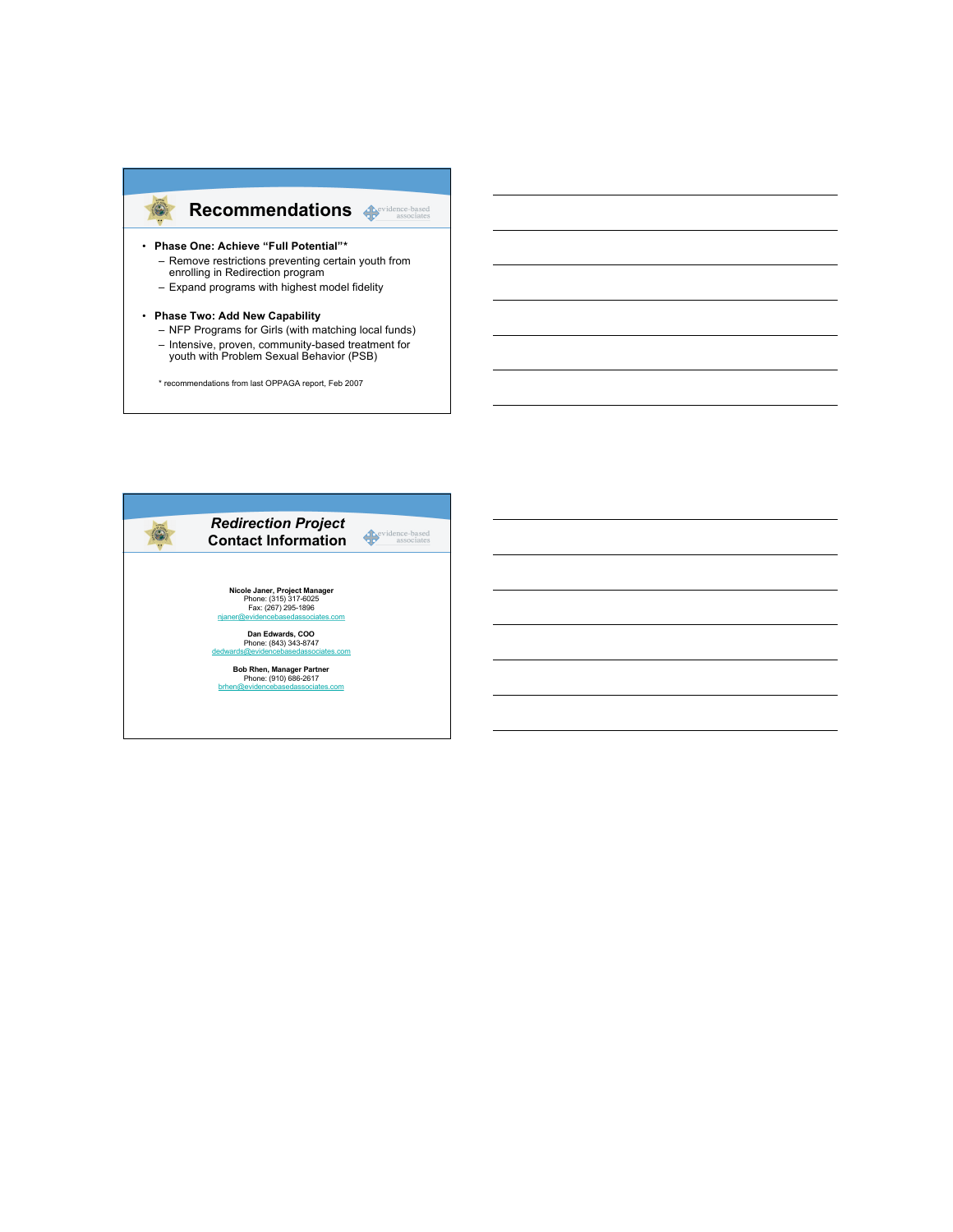## Recommendations

- **Phase One: Achieve "Full Potential"***
  - Remove restrictions preventing certain youth from enrolling in Redirection program
  - Expand programs with highest model fidelity
- **Phase Two: Add New Capability**
  - NFP Programs for Girls (with matching local funds)
  - Intensive, proven, community-based treatment for youth with Problem Sexual Behavior (PSB)

\* recommendations from last OPPAGA report, Feb 2007

## *Redirection Project* Contact Information

**Nicole Janer, Project Manager**
Phone: (315) 317-6025
Fax: (267) 295-1896
njaner@evidencebasedassociates.com

**Dan Edwards, COO**
Phone: (843) 343-8747
dedwards@evidencebasedassociates.com

**Bob Rhen, Manager Partner**
Phone: (910) 686-2617
brhen@evidencebasedassociates.com